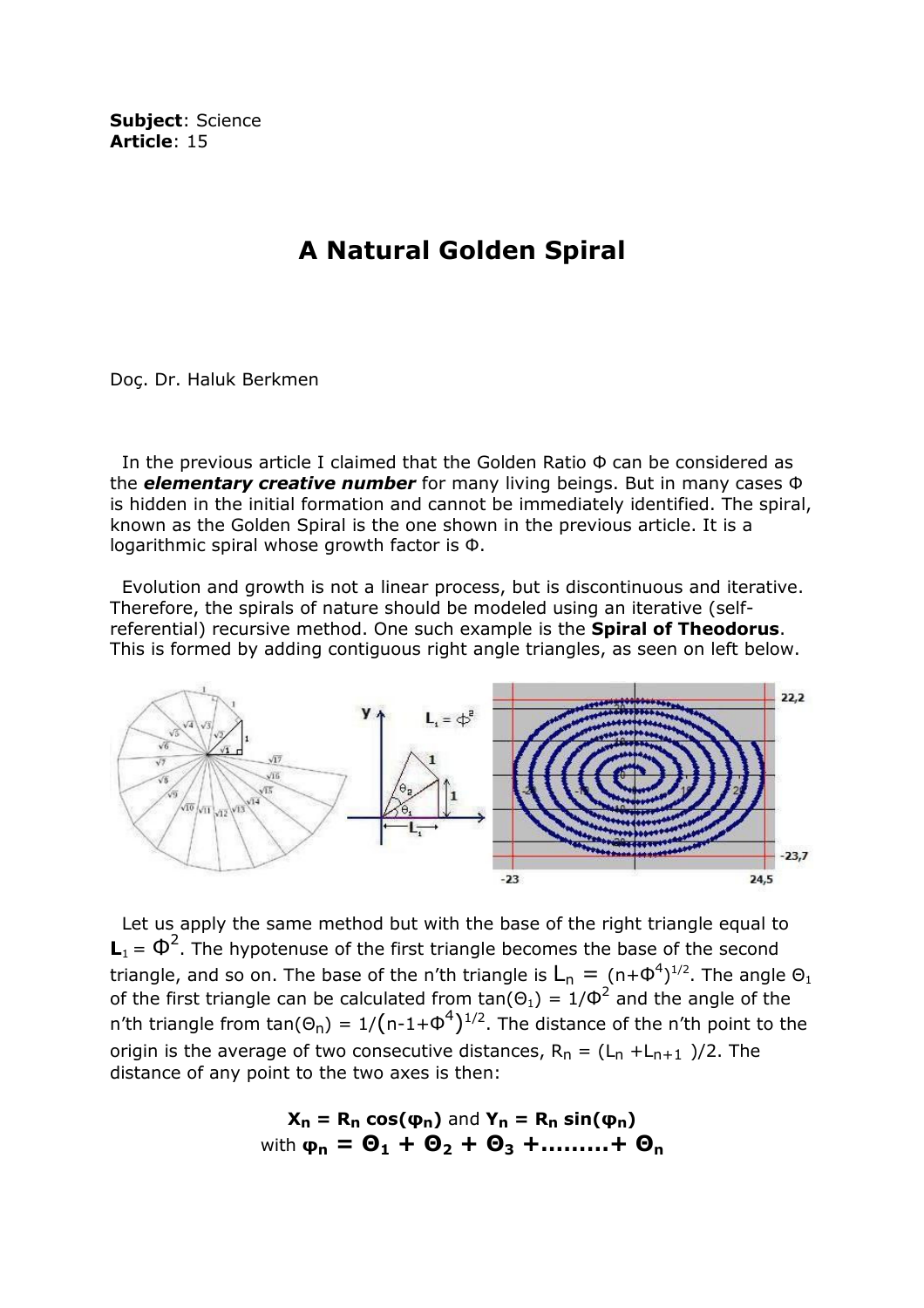**Subject**: Science
**Article**: 15

# A Natural Golden Spiral

Doç. Dr. Haluk Berkmen

In the previous article I claimed that the Golden Ratio Φ can be considered as the ***elementary creative number*** for many living beings. But in many cases Φ is hidden in the initial formation and cannot be immediately identified. The spiral, known as the Golden Spiral is the one shown in the previous article. It is a logarithmic spiral whose growth factor is Φ.

Evolution and growth is not a linear process, but is discontinuous and iterative. Therefore, the spirals of nature should be modeled using an iterative (self-referential) recursive method. One such example is the **Spiral of Theodorus**. This is formed by adding contiguous right angle triangles, as seen on left below.

Let us apply the same method but with the base of the right triangle equal to $\mathbf{L}_1 = \Phi^2$. The hypotenuse of the first triangle becomes the base of the second triangle, and so on. The base of the n'th triangle is $L_n = (n+\Phi^4)^{1/2}$. The angle $\Theta_1$ of the first triangle can be calculated from $\tan(\Theta_1) = 1/\Phi^2$ and the angle of the n'th triangle from $\tan(\Theta_n) = 1/(n-1+\Phi^4)^{1/2}$. The distance of the n'th point to the origin is the average of two consecutive distances, $R_n = (L_n + L_{n+1})/2$. The distance of any point to the two axes is then:

$$\mathbf{X_n = R_n \cos(\varphi_n)} \text{ and } \mathbf{Y_n = R_n \sin(\varphi_n)}$$
$$\text{with } \boldsymbol{\varphi_n = \Theta_1 + \Theta_2 + \Theta_3 + \ldots\ldots\ldots + \Theta_n}$$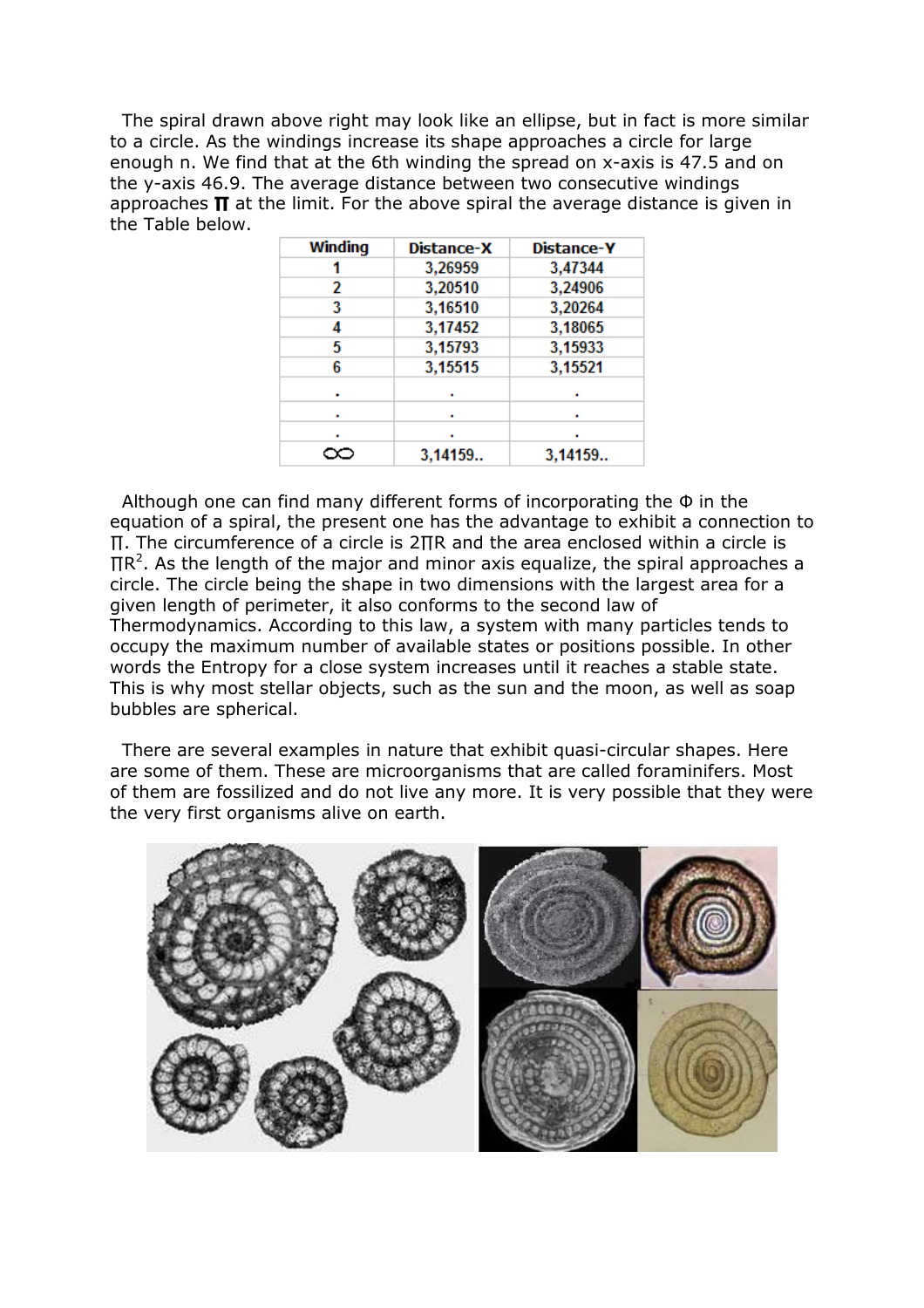The spiral drawn above right may look like an ellipse, but in fact is more similar to a circle. As the windings increase its shape approaches a circle for large enough n. We find that at the 6th winding the spread on x-axis is 47.5 and on the y-axis 46.9. The average distance between two consecutive windings approaches **Π** at the limit. For the above spiral the average distance is given in the Table below.

| Winding | Distance-X | Distance-Y |
|---|---|---|
| 1 | 3,26959 | 3,47344 |
| 2 | 3,20510 | 3,24906 |
| 3 | 3,16510 | 3,20264 |
| 4 | 3,17452 | 3,18065 |
| 5 | 3,15793 | 3,15933 |
| 6 | 3,15515 | 3,15521 |
| . | . | . |
| . | . | . |
| . | . | . |
| ∞ | 3,14159.. | 3,14159.. |

Although one can find many different forms of incorporating the Φ in the equation of a spiral, the present one has the advantage to exhibit a connection to Π. The circumference of a circle is 2ΠR and the area enclosed within a circle is $ΠR^2$. As the length of the major and minor axis equalize, the spiral approaches a circle. The circle being the shape in two dimensions with the largest area for a given length of perimeter, it also conforms to the second law of Thermodynamics. According to this law, a system with many particles tends to occupy the maximum number of available states or positions possible. In other words the Entropy for a close system increases until it reaches a stable state. This is why most stellar objects, such as the sun and the moon, as well as soap bubbles are spherical.

There are several examples in nature that exhibit quasi-circular shapes. Here are some of them. These are microorganisms that are called foraminifers. Most of them are fossilized and do not live any more. It is very possible that they were the very first organisms alive on earth.